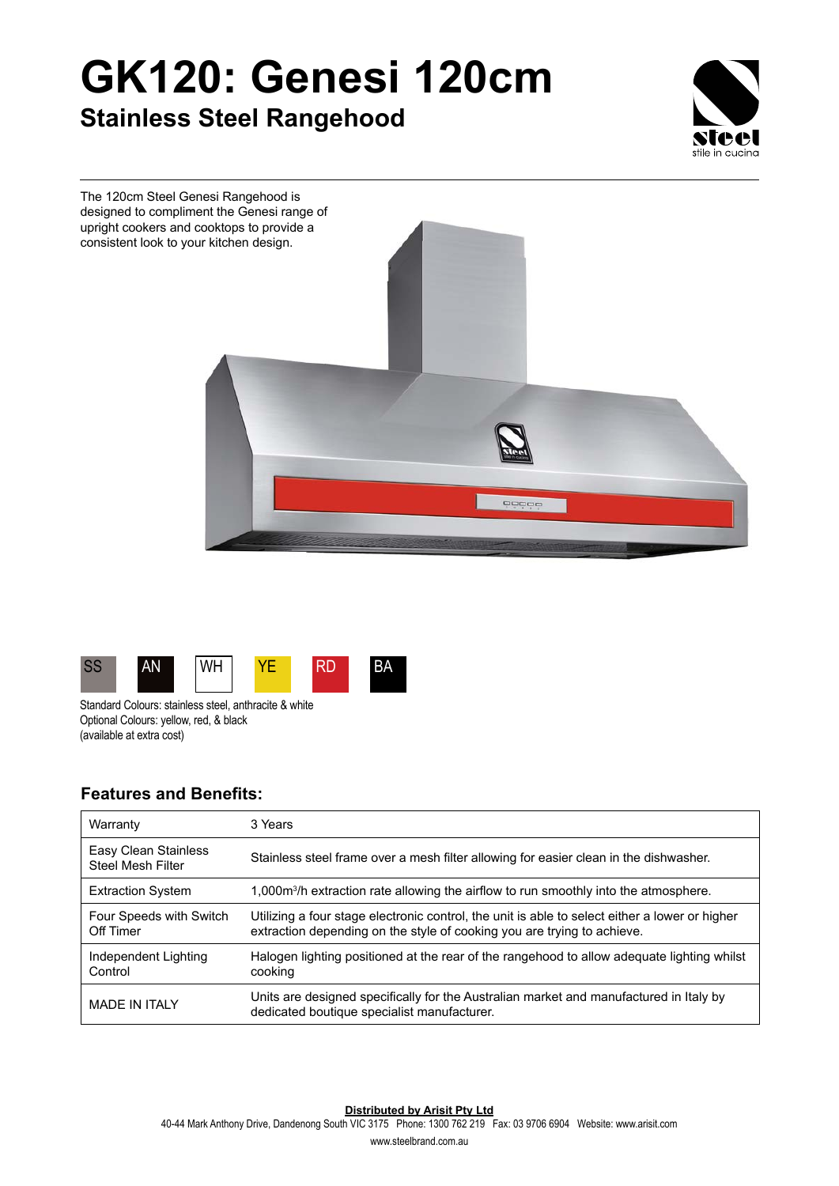# GK120: Genesi 120cm

## Stainless Steel Rangehood

The 120cm Steel Genesi Rangehood is designed to compliment the Genesi range of upright cookers and cooktops to provide a consistent look to your kitchen design.

SS AN WH YE RD BA

Standard Colours: stainless steel, anthracite & white
Optional Colours: yellow, red, & black
(available at extra cost)

### Features and Benefits:

| | |
|---|---|
| Warranty | 3 Years |
| Easy Clean Stainless Steel Mesh Filter | Stainless steel frame over a mesh filter allowing for easier clean in the dishwasher. |
| Extraction System | 1,000$m^3$/h extraction rate allowing the airflow to run smoothly into the atmosphere. |
| Four Speeds with Switch Off Timer | Utilizing a four stage electronic control, the unit is able to select either a lower or higher extraction depending on the style of cooking you are trying to achieve. |
| Independent Lighting Control | Halogen lighting positioned at the rear of the rangehood to allow adequate lighting whilst cooking |
| MADE IN ITALY | Units are designed specifically for the Australian market and manufactured in Italy by dedicated boutique specialist manufacturer. |

**Distributed by Arisit Pty Ltd**
40-44 Mark Anthony Drive, Dandenong South VIC 3175 Phone: 1300 762 219 Fax: 03 9706 6904 Website: www.arisit.com
www.steelbrand.com.au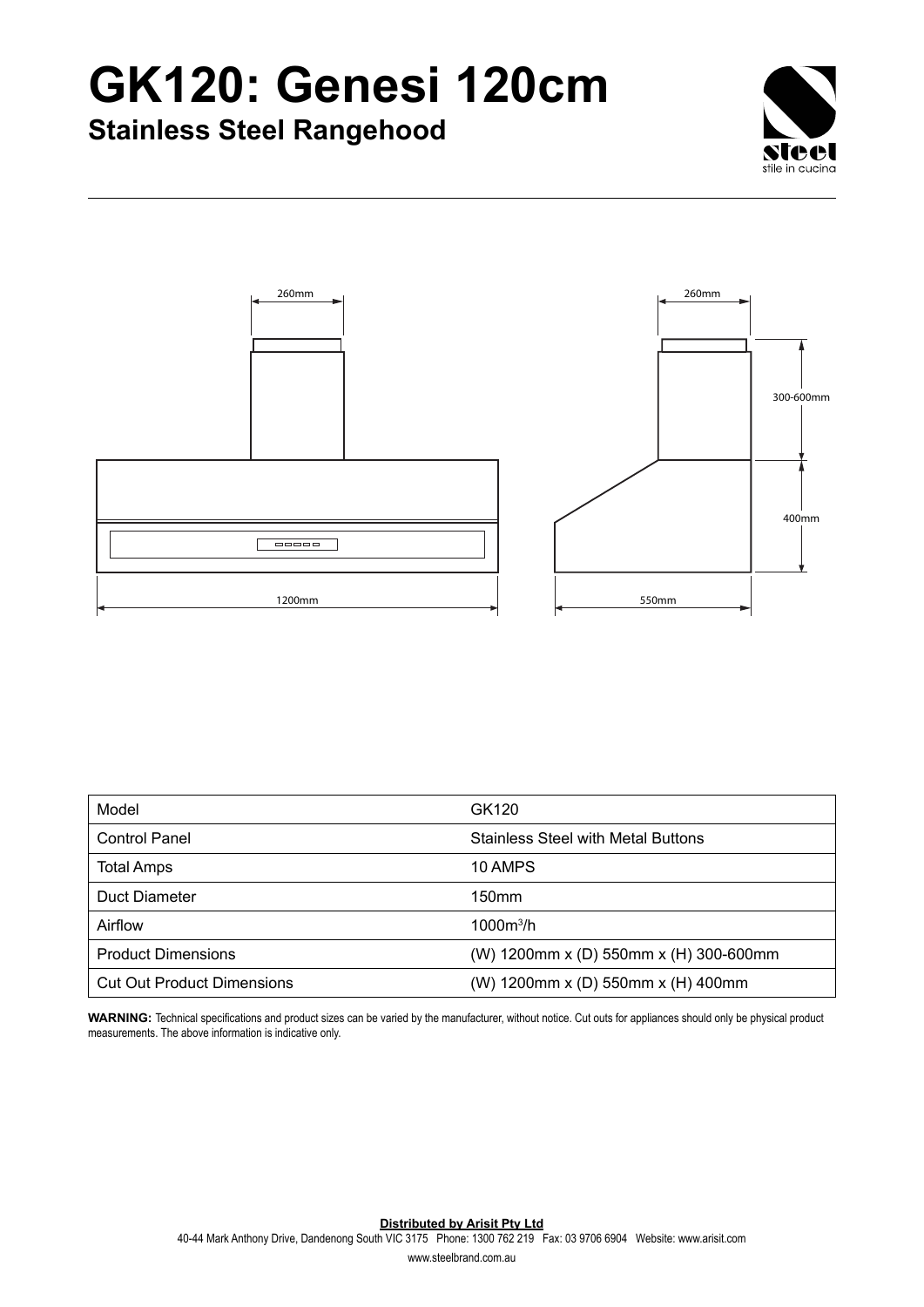# GK120: Genesi 120cm

## Stainless Steel Rangehood

steel
stile in cucina

260mm

260mm

300-600mm

400mm

1200mm

550mm

| | |
|---|---|
| Model | GK120 |
| Control Panel | Stainless Steel with Metal Buttons |
| Total Amps | 10 AMPS |
| Duct Diameter | 150mm |
| Airflow | $1000m^3/h$ |
| Product Dimensions | (W) 1200mm x (D) 550mm x (H) 300-600mm |
| Cut Out Product Dimensions | (W) 1200mm x (D) 550mm x (H) 400mm |

**WARNING:** Technical specifications and product sizes can be varied by the manufacturer, without notice. Cut outs for appliances should only be physical product measurements. The above information is indicative only.

**Distributed by Arisit Pty Ltd**
40-44 Mark Anthony Drive, Dandenong South VIC 3175 Phone: 1300 762 219 Fax: 03 9706 6904 Website: www.arisit.com
www.steelbrand.com.au